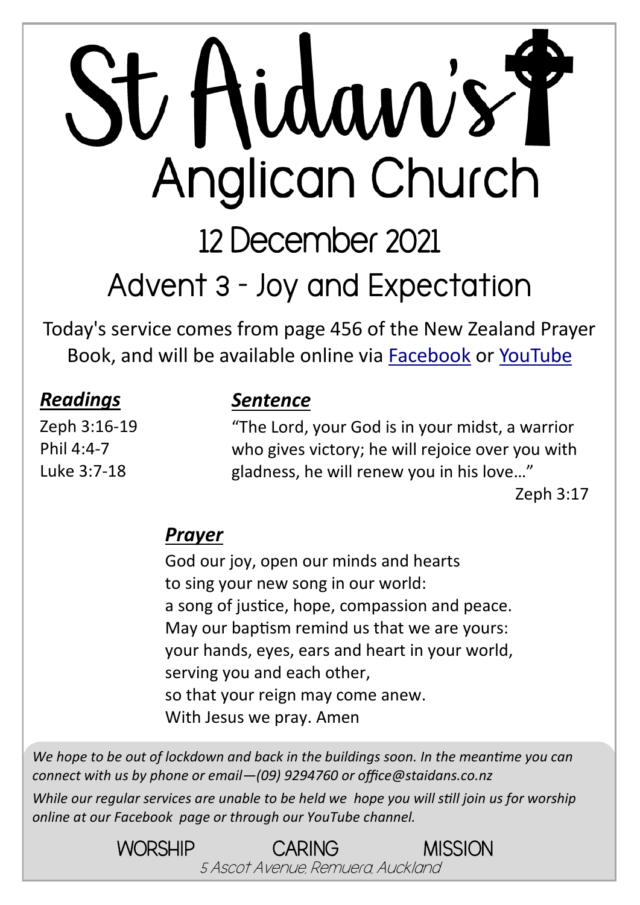# St Aidan's Anglican Church

## 12 December 2021

## Advent 3 - Joy and Expectation

Today's service comes from page 456 of the New Zealand Prayer Book, and will be available online via [Facebook] or [YouTube]

### *Readings*

Zeph 3:16-19
Phil 4:4-7
Luke 3:7-18

### *Sentence*

"The Lord, your God is in your midst, a warrior who gives victory; he will rejoice over you with gladness, he will renew you in his love…"

Zeph 3:17

### *Prayer*

God our joy, open our minds and hearts
to sing your new song in our world:
a song of justice, hope, compassion and peace.
May our baptism remind us that we are yours:
your hands, eyes, ears and heart in your world,
serving you and each other,
so that your reign may come anew.
With Jesus we pray. Amen

*We hope to be out of lockdown and back in the buildings soon. In the meantime you can connect with us by phone or email—(09) 9294760 or office@staidans.co.nz*

*While our regular services are unable to be held we hope you will still join us for worship online at our Facebook page or through our YouTube channel.*

WORSHIP CARING MISSION

5 Ascot Avenue, Remuera, Auckland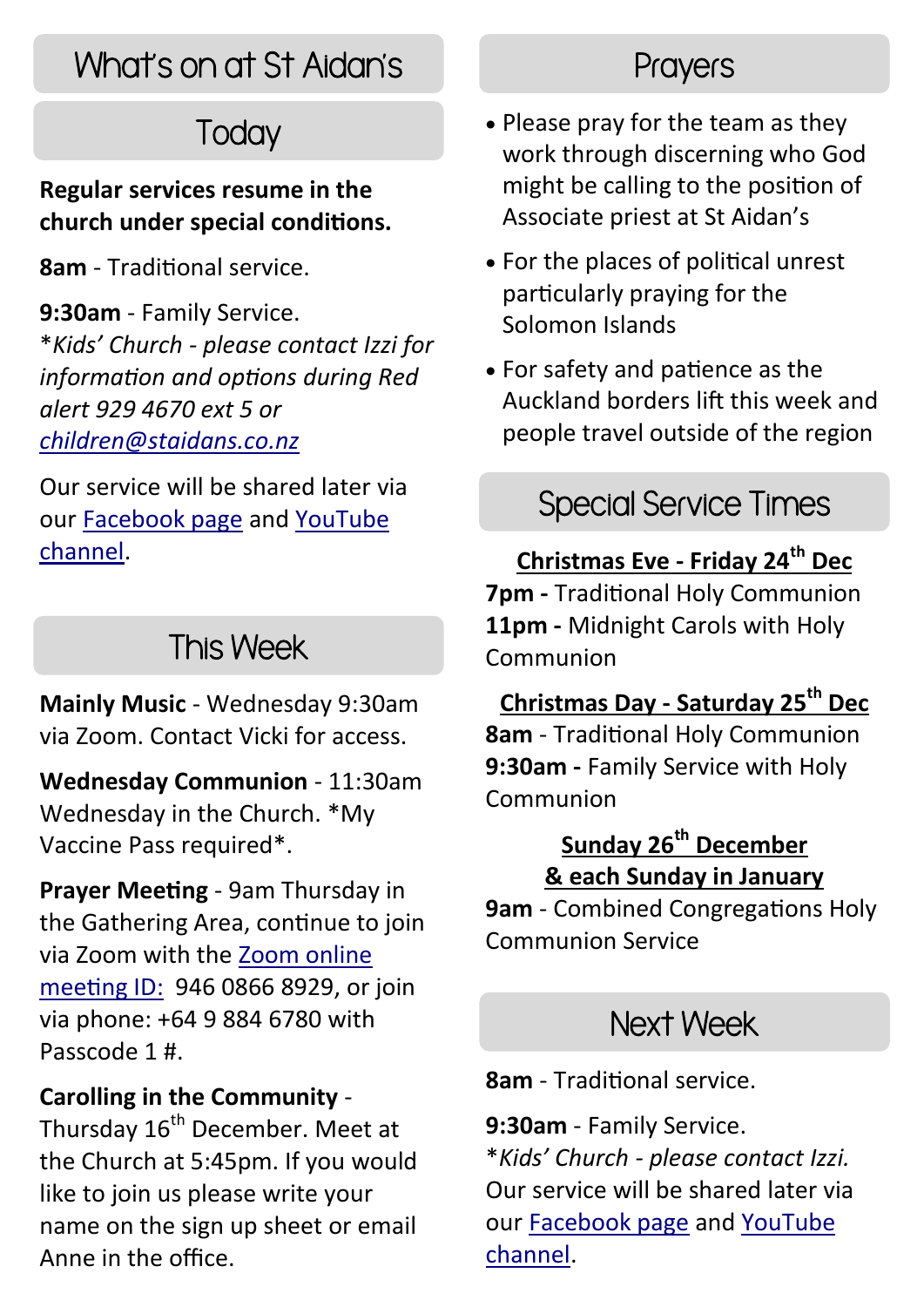# What's on at St Aidan's

## Today

**Regular services resume in the church under special conditions.**

**8am** - Traditional service.

**9:30am** - Family Service.
**Kids' Church - please contact Izzi for information and options during Red alert 929 4670 ext 5 or children@staidans.co.nz*

Our service will be shared later via our Facebook page and YouTube channel.

## This Week

**Mainly Music** - Wednesday 9:30am via Zoom. Contact Vicki for access.

**Wednesday Communion** - 11:30am Wednesday in the Church. *My Vaccine Pass required*.

**Prayer Meeting** - 9am Thursday in the Gathering Area, continue to join via Zoom with the Zoom online meeting ID: 946 0866 8929, or join via phone: +64 9 884 6780 with Passcode 1 #.

**Carolling in the Community** - Thursday 16th December. Meet at the Church at 5:45pm. If you would like to join us please write your name on the sign up sheet or email Anne in the office.

## Prayers

- Please pray for the team as they work through discerning who God might be calling to the position of Associate priest at St Aidan's
- For the places of political unrest particularly praying for the Solomon Islands
- For safety and patience as the Auckland borders lift this week and people travel outside of the region

## Special Service Times

**Christmas Eve - Friday 24th Dec**
**7pm -** Traditional Holy Communion
**11pm -** Midnight Carols with Holy Communion

**Christmas Day - Saturday 25th Dec**
**8am** - Traditional Holy Communion
**9:30am -** Family Service with Holy Communion

**Sunday 26th December & each Sunday in January**
**9am** - Combined Congregations Holy Communion Service

## Next Week

**8am** - Traditional service.

**9:30am** - Family Service.
**Kids' Church - please contact Izzi.*
Our service will be shared later via our Facebook page and YouTube channel.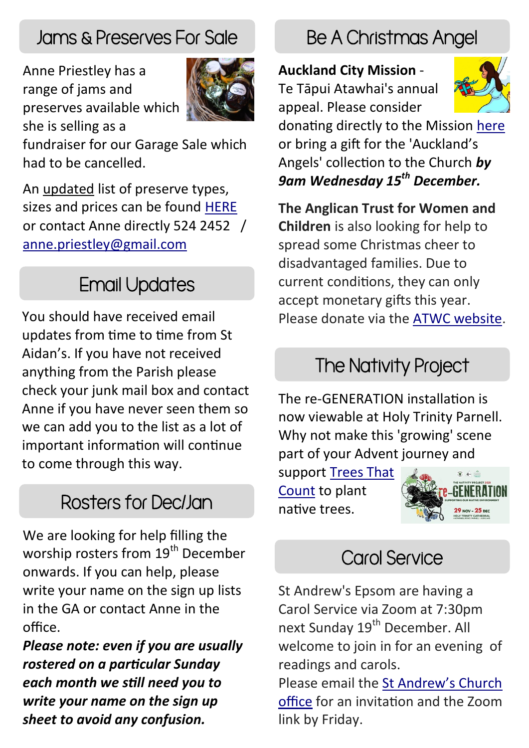## Jams & Preserves For Sale

Anne Priestley has a range of jams and preserves available which she is selling as a fundraiser for our Garage Sale which had to be cancelled.

An updated list of preserve types, sizes and prices can be found HERE or contact Anne directly 524 2452 / anne.priestley@gmail.com

## Email Updates

You should have received email updates from time to time from St Aidan's. If you have not received anything from the Parish please check your junk mail box and contact Anne if you have never seen them so we can add you to the list as a lot of important information will continue to come through this way.

## Rosters for Dec/Jan

We are looking for help filling the worship rosters from 19th December onwards. If you can help, please write your name on the sign up lists in the GA or contact Anne in the office.

***Please note: even if you are usually rostered on a particular Sunday each month we still need you to write your name on the sign up sheet to avoid any confusion.***

## Be A Christmas Angel

**Auckland City Mission** - Te Tāpui Atawhai's annual appeal. Please consider donating directly to the Mission here or bring a gift for the 'Auckland's Angels' collection to the Church ***by 9am Wednesday 15th December.***

**The Anglican Trust for Women and Children** is also looking for help to spread some Christmas cheer to disadvantaged families. Due to current conditions, they can only accept monetary gifts this year. Please donate via the ATWC website.

## The Nativity Project

The re-GENERATION installation is now viewable at Holy Trinity Parnell. Why not make this 'growing' scene part of your Advent journey and support Trees That Count to plant native trees.

## Carol Service

St Andrew's Epsom are having a Carol Service via Zoom at 7:30pm next Sunday 19th December. All welcome to join in for an evening of readings and carols.

Please email the St Andrew's Church office for an invitation and the Zoom link by Friday.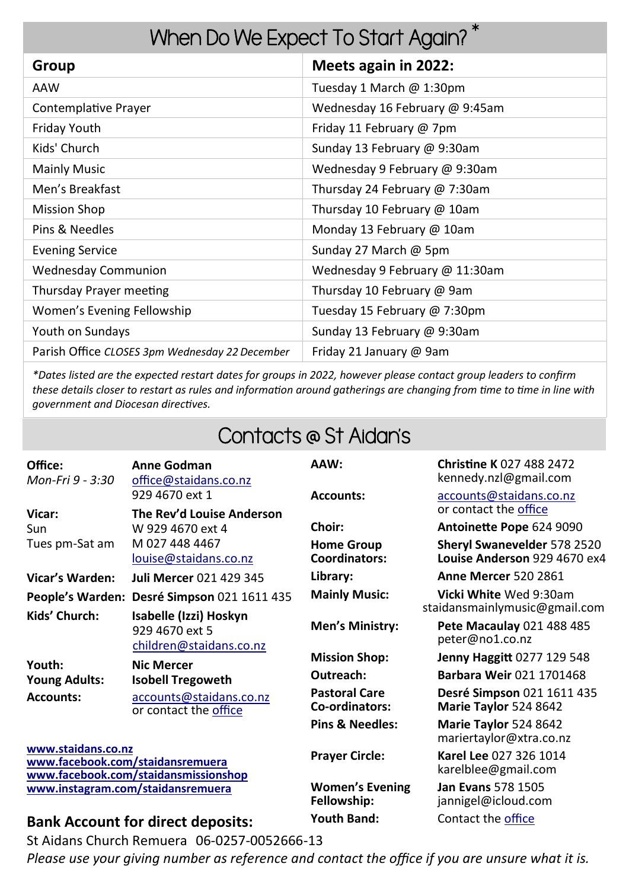## When Do We Expect To Start Again? *

| Group | Meets again in 2022: |
|---|---|
| AAW | Tuesday 1 March @ 1:30pm |
| Contemplative Prayer | Wednesday 16 February @ 9:45am |
| Friday Youth | Friday 11 February @ 7pm |
| Kids' Church | Sunday 13 February @ 9:30am |
| Mainly Music | Wednesday 9 February @ 9:30am |
| Men's Breakfast | Thursday 24 February @ 7:30am |
| Mission Shop | Thursday 10 February @ 10am |
| Pins & Needles | Monday 13 February @ 10am |
| Evening Service | Sunday 27 March @ 5pm |
| Wednesday Communion | Wednesday 9 February @ 11:30am |
| Thursday Prayer meeting | Thursday 10 February @ 9am |
| Women's Evening Fellowship | Tuesday 15 February @ 7:30pm |
| Youth on Sundays | Sunday 13 February @ 9:30am |
| Parish Office *CLOSES 3pm Wednesday 22 December* | Friday 21 January @ 9am |

*\*Dates listed are the expected restart dates for groups in 2022, however please contact group leaders to confirm these details closer to restart as rules and information around gatherings are changing from time to time in line with government and Diocesan directives.*

## Contacts @ St Aidan's

**Office:** *Mon-Fri 9 - 3:30* — **Anne Godman** office@staidans.co.nz 929 4670 ext 1

**Vicar:** Sun, Tues pm-Sat am — **The Rev'd Louise Anderson** W 929 4670 ext 4, M 027 448 4467, louise@staidans.co.nz

**Vicar's Warden:** **Juli Mercer** 021 429 345

**People's Warden:** **Desré Simpson** 021 1611 435

**Kids' Church:** **Isabelle (Izzi) Hoskyn** 929 4670 ext 5, children@staidans.co.nz

**Youth:** **Nic Mercer**

**Young Adults:** **Isobell Tregoweth**

**Accounts:** accounts@staidans.co.nz or contact the office

www.staidans.co.nz
www.facebook.com/staidansremuera
www.facebook.com/staidansmissionshop
www.instagram.com/staidansremuera

**AAW:** **Christine K** 027 488 2472 kennedy.nzl@gmail.com

**Accounts:** accounts@staidans.co.nz or contact the office

**Choir:** **Antoinette Pope** 624 9090

**Home Group Coordinators:** **Sheryl Swanevelder** 578 2520, **Louise Anderson** 929 4670 ex4

**Library:** **Anne Mercer** 520 2861

**Mainly Music:** **Vicki White** Wed 9:30am staidansmainlymusic@gmail.com

**Men's Ministry:** **Pete Macaulay** 021 488 485 peter@no1.co.nz

**Mission Shop:** **Jenny Haggitt** 0277 129 548

**Outreach:** **Barbara Weir** 021 1701468

**Pastoral Care Co-ordinators:** **Desré Simpson** 021 1611 435, **Marie Taylor** 524 8642

**Pins & Needles:** **Marie Taylor** 524 8642 mariertaylor@xtra.co.nz

**Prayer Circle:** **Karel Lee** 027 326 1014 karelblee@gmail.com

**Women's Evening Fellowship:** **Jan Evans** 578 1505 jannigel@icloud.com

**Youth Band:** Contact the office

### Bank Account for direct deposits:

St Aidans Church Remuera 06-0257-0052666-13

*Please use your giving number as reference and contact the office if you are unsure what it is.*